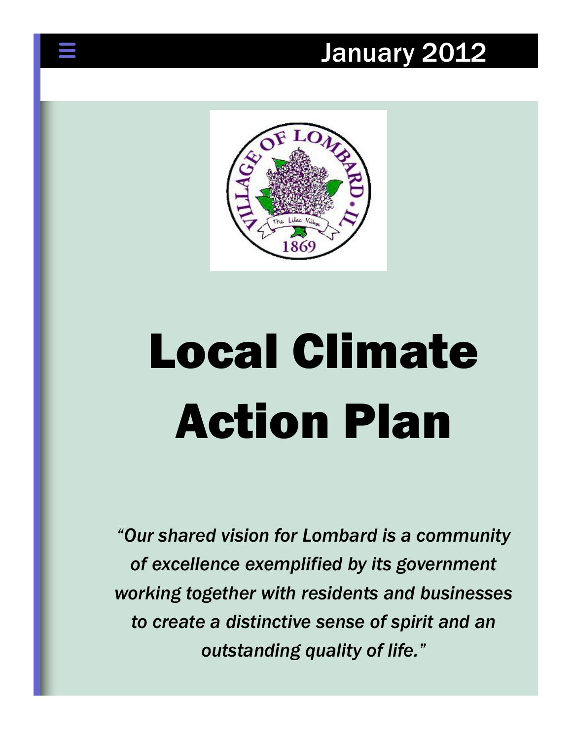January 2012

# Local Climate Action Plan

*"Our shared vision for Lombard is a community of excellence exemplified by its government working together with residents and businesses to create a distinctive sense of spirit and an outstanding quality of life."*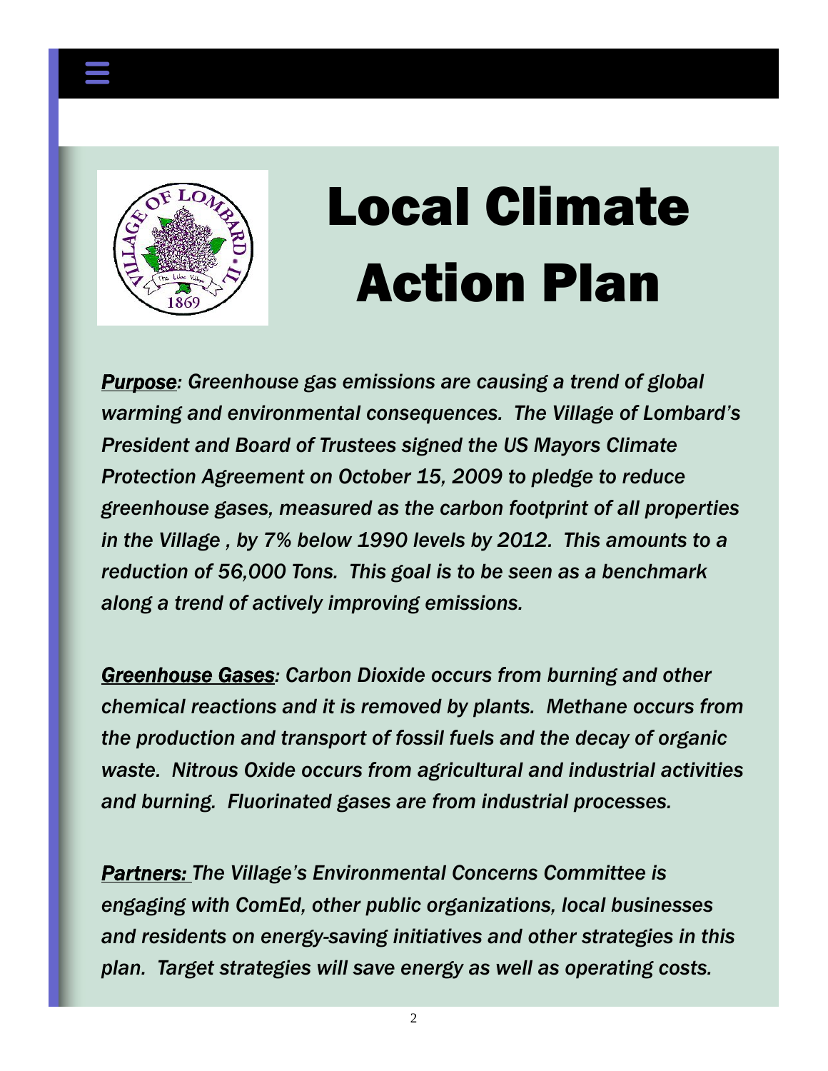# Local Climate Action Plan

***Purpose**: Greenhouse gas emissions are causing a trend of global warming and environmental consequences. The Village of Lombard's President and Board of Trustees signed the US Mayors Climate Protection Agreement on October 15, 2009 to pledge to reduce greenhouse gases, measured as the carbon footprint of all properties in the Village , by 7% below 1990 levels by 2012. This amounts to a reduction of 56,000 Tons. This goal is to be seen as a benchmark along a trend of actively improving emissions.*

***Greenhouse Gases**: Carbon Dioxide occurs from burning and other chemical reactions and it is removed by plants. Methane occurs from the production and transport of fossil fuels and the decay of organic waste. Nitrous Oxide occurs from agricultural and industrial activities and burning. Fluorinated gases are from industrial processes.*

***Partners:** The Village's Environmental Concerns Committee is engaging with ComEd, other public organizations, local businesses and residents on energy-saving initiatives and other strategies in this plan. Target strategies will save energy as well as operating costs.*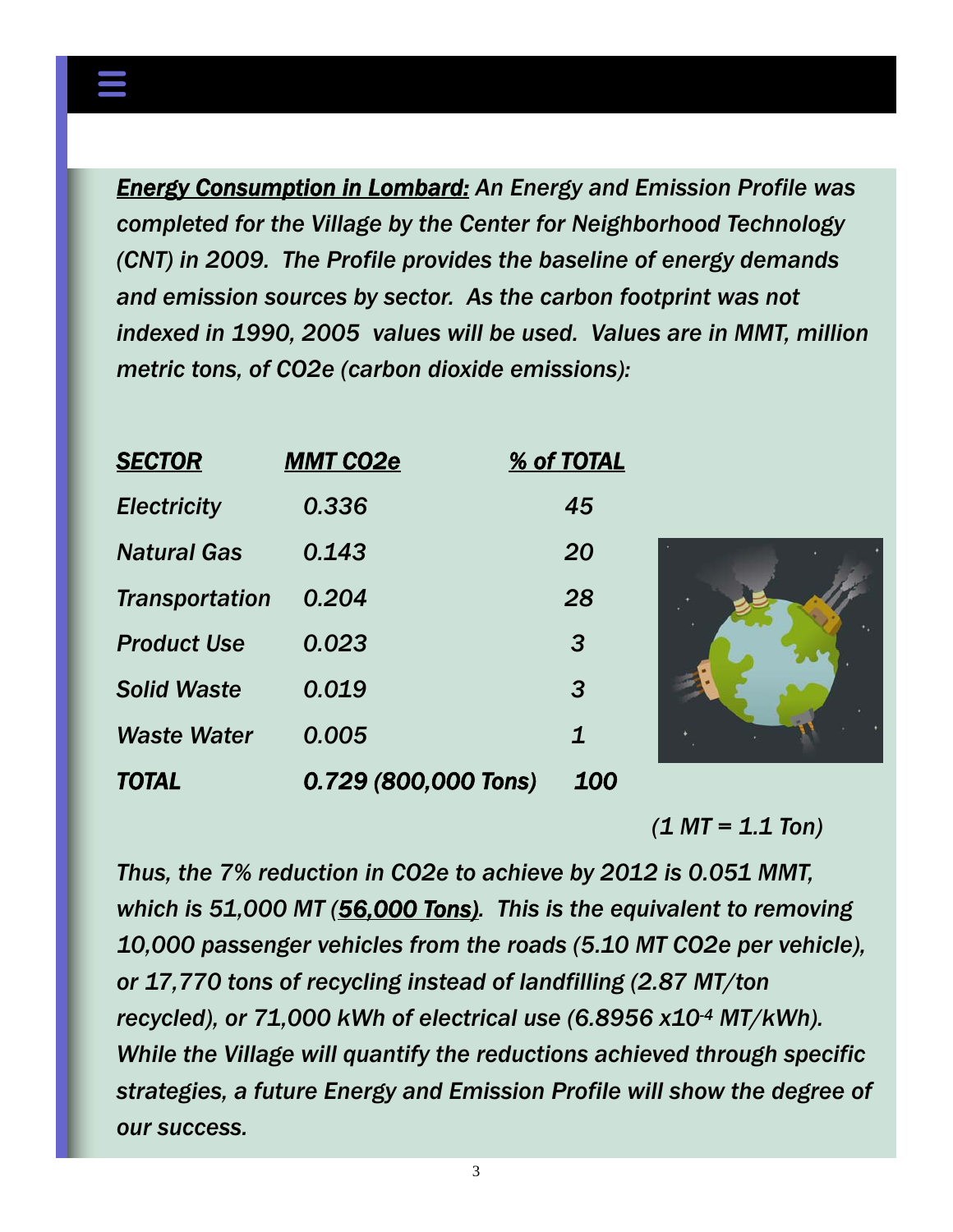***Energy Consumption in Lombard:*** *An Energy and Emission Profile was completed for the Village by the Center for Neighborhood Technology (CNT) in 2009. The Profile provides the baseline of energy demands and emission sources by sector. As the carbon footprint was not indexed in 1990, 2005 values will be used. Values are in MMT, million metric tons, of CO2e (carbon dioxide emissions):*

| ***SECTOR*** | ***MMT CO2e*** | ***% of TOTAL*** |
|---|---|---|
| *Electricity* | *0.336* | *45* |
| *Natural Gas* | *0.143* | *20* |
| *Transportation* | *0.204* | *28* |
| *Product Use* | *0.023* | *3* |
| *Solid Waste* | *0.019* | *3* |
| *Waste Water* | *0.005* | *1* |
| ***TOTAL*** | ***0.729 (800,000 Tons)*** | ***100*** |

*(1 MT = 1.1 Ton)*

*Thus, the 7% reduction in CO2e to achieve by 2012 is 0.051 MMT, which is 51,000 MT (__56,000 Tons__). This is the equivalent to removing 10,000 passenger vehicles from the roads (5.10 MT CO2e per vehicle), or 17,770 tons of recycling instead of landfilling (2.87 MT/ton recycled), or 71,000 kWh of electrical use ($6.8956 \times 10^{-4}$ MT/kWh). While the Village will quantify the reductions achieved through specific strategies, a future Energy and Emission Profile will show the degree of our success.*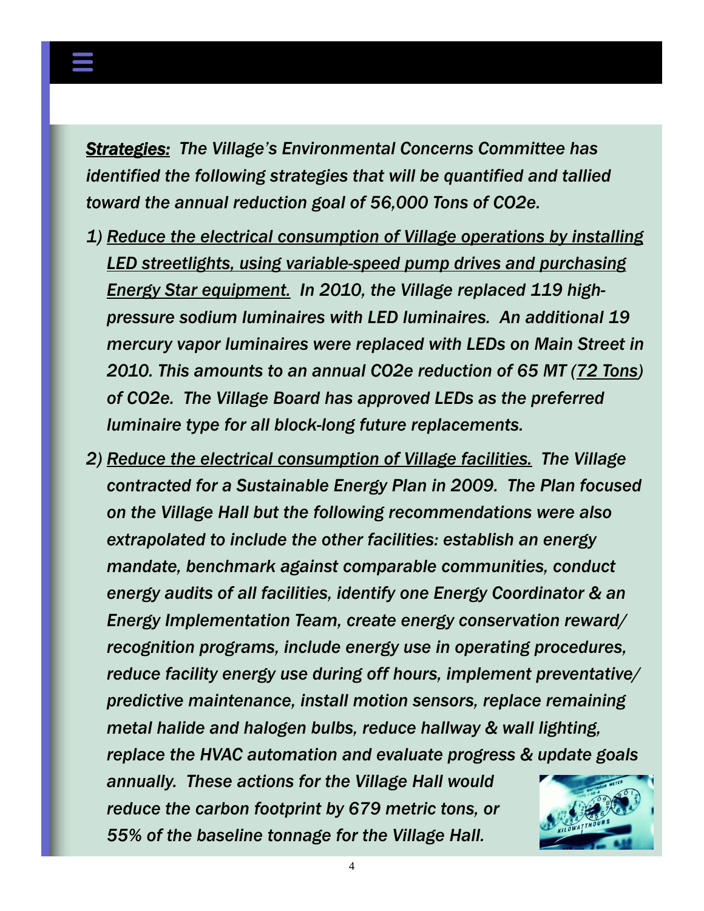***<u>Strategies:</u>*** *The Village's Environmental Concerns Committee has identified the following strategies that will be quantified and tallied toward the annual reduction goal of 56,000 Tons of CO2e.*

1) *<u>Reduce the electrical consumption of Village operations by installing LED streetlights, using variable-speed pump drives and purchasing Energy Star equipment.</u> In 2010, the Village replaced 119 high-pressure sodium luminaires with LED luminaires. An additional 19 mercury vapor luminaires were replaced with LEDs on Main Street in 2010. This amounts to an annual CO2e reduction of 65 MT (<u>72 Tons</u>) of CO2e. The Village Board has approved LEDs as the preferred luminaire type for all block-long future replacements.*

2) *<u>Reduce the electrical consumption of Village facilities.</u> The Village contracted for a Sustainable Energy Plan in 2009. The Plan focused on the Village Hall but the following recommendations were also extrapolated to include the other facilities: establish an energy mandate, benchmark against comparable communities, conduct energy audits of all facilities, identify one Energy Coordinator & an Energy Implementation Team, create energy conservation reward/ recognition programs, include energy use in operating procedures, reduce facility energy use during off hours, implement preventative/ predictive maintenance, install motion sensors, replace remaining metal halide and halogen bulbs, reduce hallway & wall lighting, replace the HVAC automation and evaluate progress & update goals annually. These actions for the Village Hall would reduce the carbon footprint by 679 metric tons, or 55% of the baseline tonnage for the Village Hall.*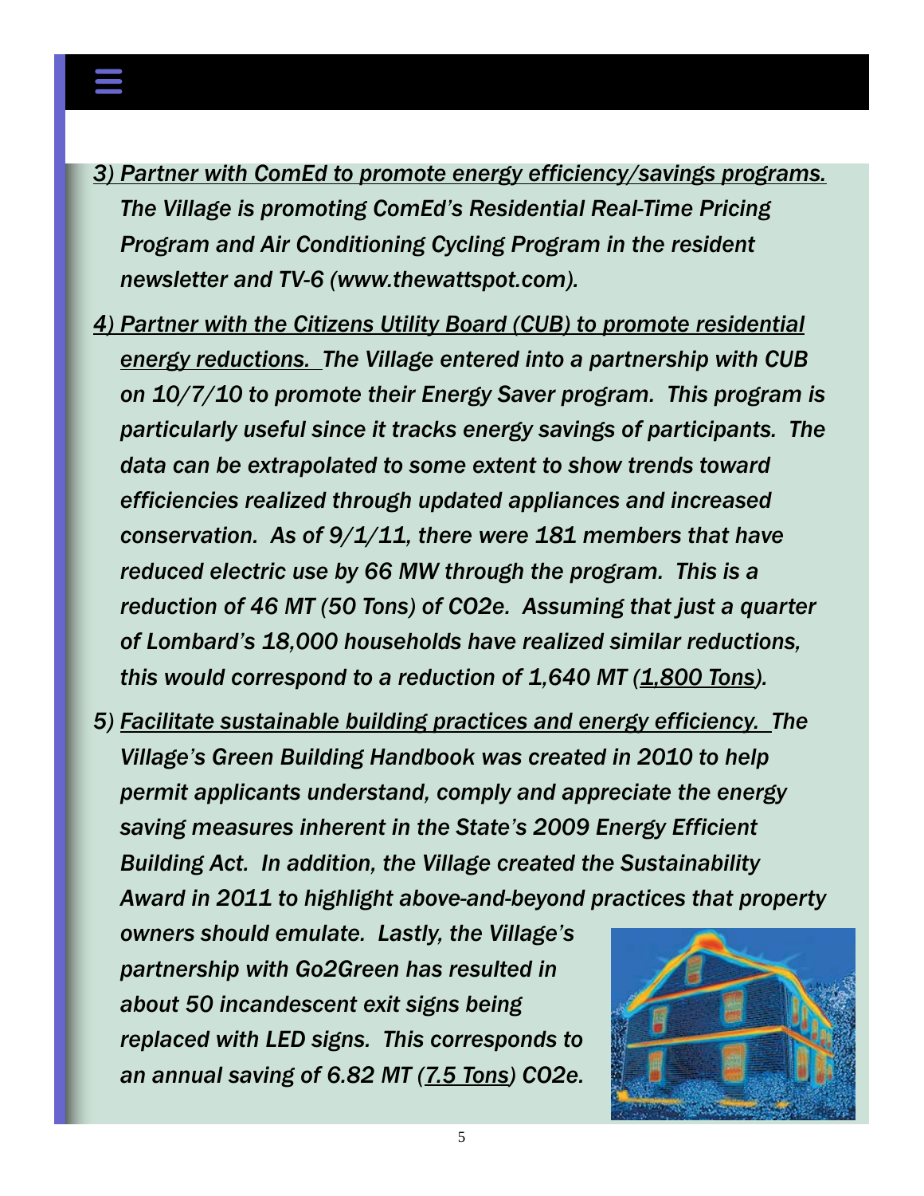3) *<u>Partner with ComEd to promote energy efficiency/savings programs.</u>* *The Village is promoting ComEd's Residential Real-Time Pricing Program and Air Conditioning Cycling Program in the resident newsletter and TV-6 (www.thewattspot.com).*

4) *<u>Partner with the Citizens Utility Board (CUB) to promote residential energy reductions.</u>* *The Village entered into a partnership with CUB on 10/7/10 to promote their Energy Saver program. This program is particularly useful since it tracks energy savings of participants. The data can be extrapolated to some extent to show trends toward efficiencies realized through updated appliances and increased conservation. As of 9/1/11, there were 181 members that have reduced electric use by 66 MW through the program. This is a reduction of 46 MT (50 Tons) of $CO_2e$. Assuming that just a quarter of Lombard's 18,000 households have realized similar reductions, this would correspond to a reduction of 1,640 MT (<u>1,800 Tons</u>).*

5) *<u>Facilitate sustainable building practices and energy efficiency.</u>* *The Village's Green Building Handbook was created in 2010 to help permit applicants understand, comply and appreciate the energy saving measures inherent in the State's 2009 Energy Efficient Building Act. In addition, the Village created the Sustainability Award in 2011 to highlight above-and-beyond practices that property owners should emulate. Lastly, the Village's partnership with Go2Green has resulted in about 50 incandescent exit signs being replaced with LED signs. This corresponds to an annual saving of 6.82 MT (<u>7.5 Tons</u>) $CO_2e$.*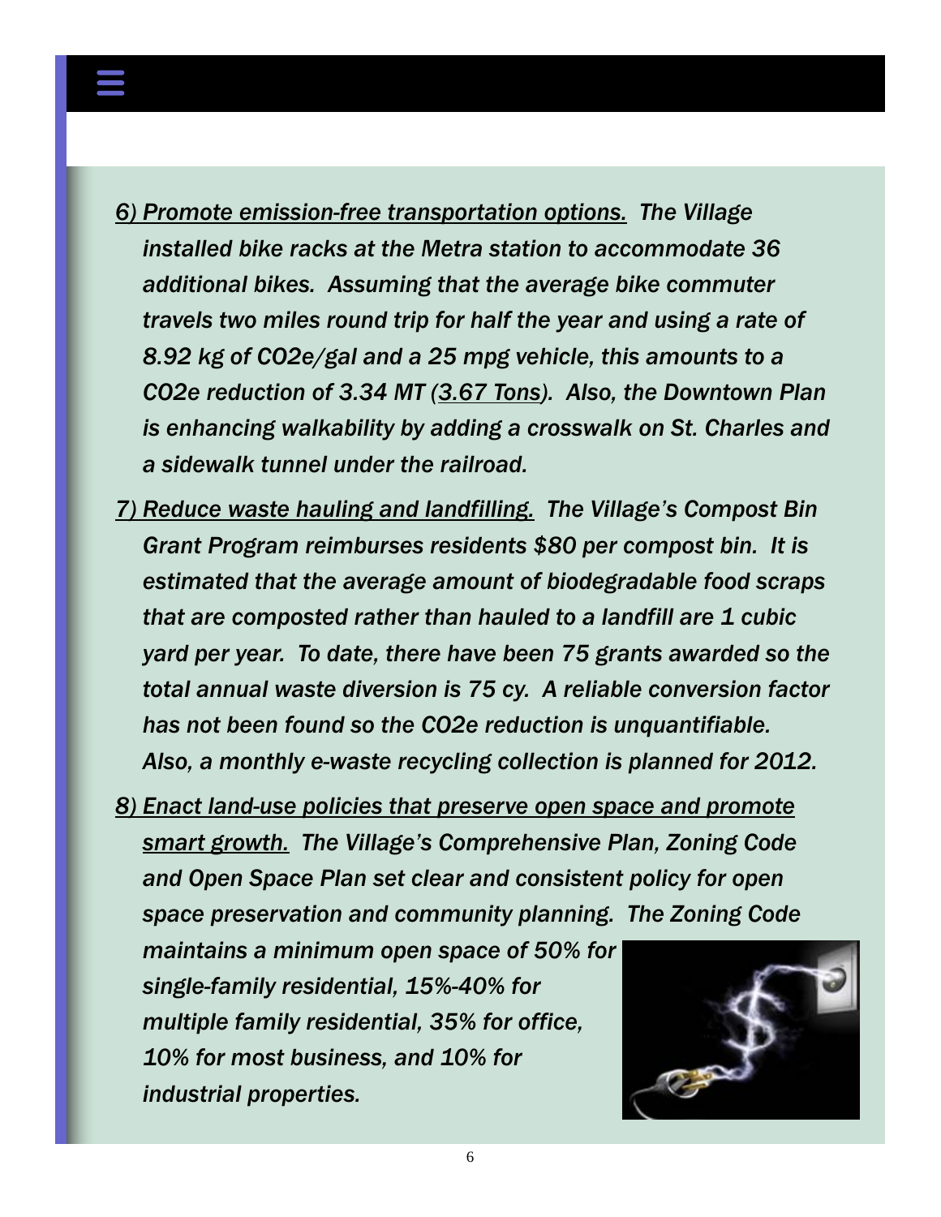*6) <u>Promote emission-free transportation options.</u> The Village installed bike racks at the Metra station to accommodate 36 additional bikes. Assuming that the average bike commuter travels two miles round trip for half the year and using a rate of 8.92 kg of $CO_2e$/gal and a 25 mpg vehicle, this amounts to a $CO_2e$ reduction of 3.34 MT (<u>3.67 Tons</u>). Also, the Downtown Plan is enhancing walkability by adding a crosswalk on St. Charles and a sidewalk tunnel under the railroad.*

*7) <u>Reduce waste hauling and landfilling.</u> The Village's Compost Bin Grant Program reimburses residents $80 per compost bin. It is estimated that the average amount of biodegradable food scraps that are composted rather than hauled to a landfill are 1 cubic yard per year. To date, there have been 75 grants awarded so the total annual waste diversion is 75 cy. A reliable conversion factor has not been found so the $CO_2e$ reduction is unquantifiable. Also, a monthly e-waste recycling collection is planned for 2012.*

*8) <u>Enact land-use policies that preserve open space and promote smart growth.</u> The Village's Comprehensive Plan, Zoning Code and Open Space Plan set clear and consistent policy for open space preservation and community planning. The Zoning Code maintains a minimum open space of 50% for single-family residential, 15%-40% for multiple family residential, 35% for office, 10% for most business, and 10% for industrial properties.*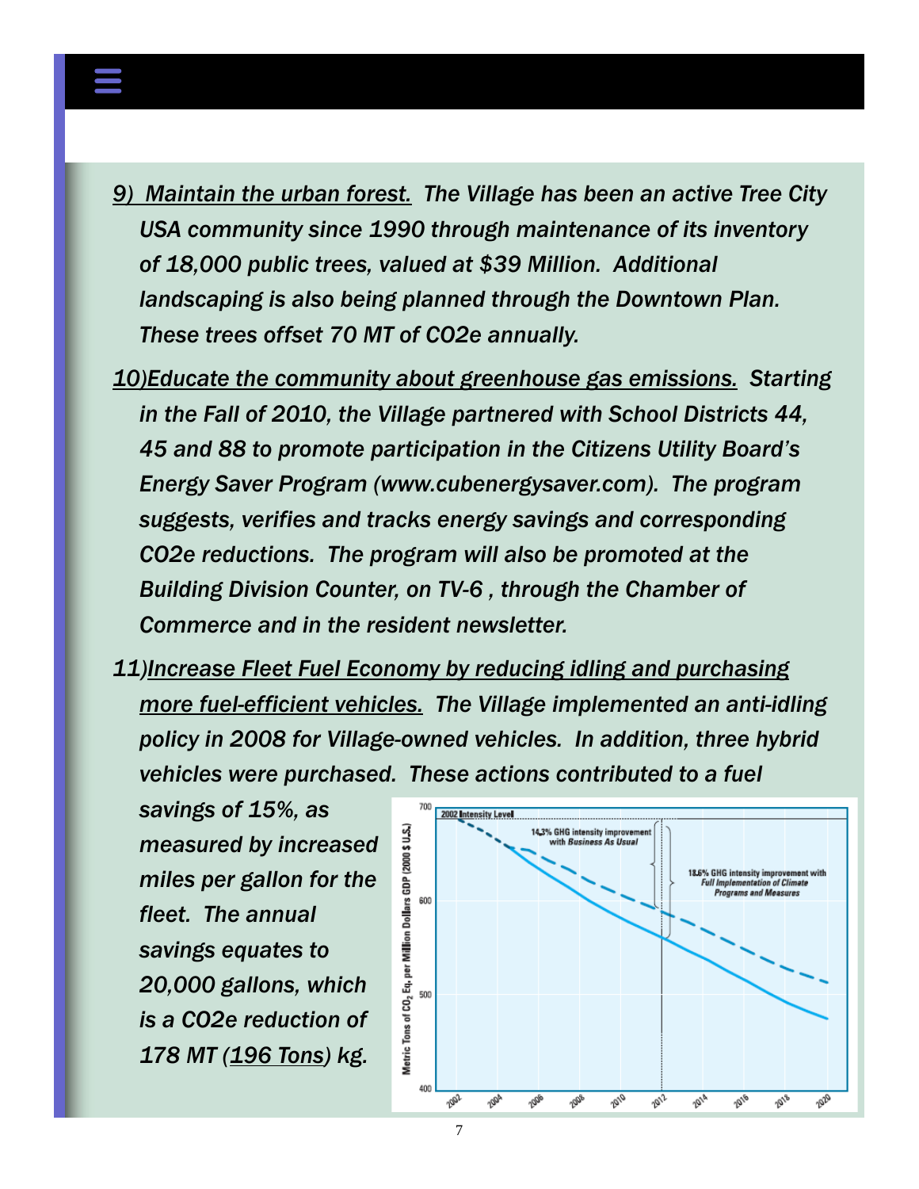*9) <u>Maintain the urban forest.</u> The Village has been an active Tree City USA community since 1990 through maintenance of its inventory of 18,000 public trees, valued at $39 Million. Additional landscaping is also being planned through the Downtown Plan. These trees offset 70 MT of CO2e annually.*

*10) <u>Educate the community about greenhouse gas emissions.</u> Starting in the Fall of 2010, the Village partnered with School Districts 44, 45 and 88 to promote participation in the Citizens Utility Board's Energy Saver Program (www.cubenergysaver.com). The program suggests, verifies and tracks energy savings and corresponding CO2e reductions. The program will also be promoted at the Building Division Counter, on TV-6 , through the Chamber of Commerce and in the resident newsletter.*

*11) <u>Increase Fleet Fuel Economy by reducing idling and purchasing more fuel-efficient vehicles.</u> The Village implemented an anti-idling policy in 2008 for Village-owned vehicles. In addition, three hybrid vehicles were purchased. These actions contributed to a fuel savings of 15%, as measured by increased miles per gallon for the fleet. The annual savings equates to 20,000 gallons, which is a CO2e reduction of 178 MT (<u>196 Tons</u>) kg.*

2002 Intensity Level

14.3% GHG intensity improvement with *Business As Usual*

18.6% GHG intensity improvement with *Full Implementation of Climate Programs and Measures*

Metric Tons of $CO_2$ Eq. per Million Dollars GDP (2000 $ U.S.)

700
600
500
400

2002 2004 2006 2008 2010 2012 2014 2016 2018 2020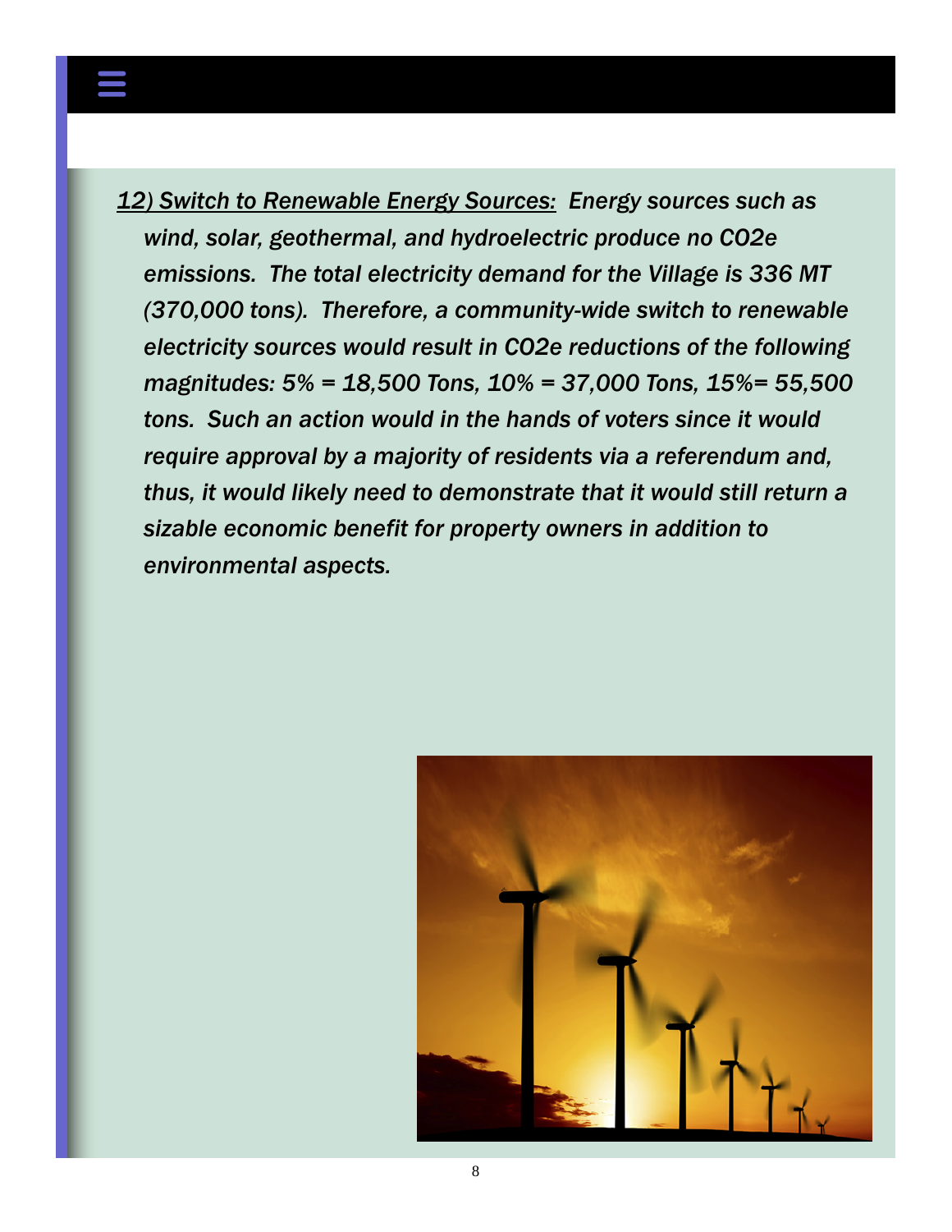*__12) Switch to Renewable Energy Sources:__ Energy sources such as wind, solar, geothermal, and hydroelectric produce no $CO_2e$ emissions. The total electricity demand for the Village is 336 MT (370,000 tons). Therefore, a community-wide switch to renewable electricity sources would result in $CO_2e$ reductions of the following magnitudes: 5% = 18,500 Tons, 10% = 37,000 Tons, 15%= 55,500 tons. Such an action would in the hands of voters since it would require approval by a majority of residents via a referendum and, thus, it would likely need to demonstrate that it would still return a sizable economic benefit for property owners in addition to environmental aspects.*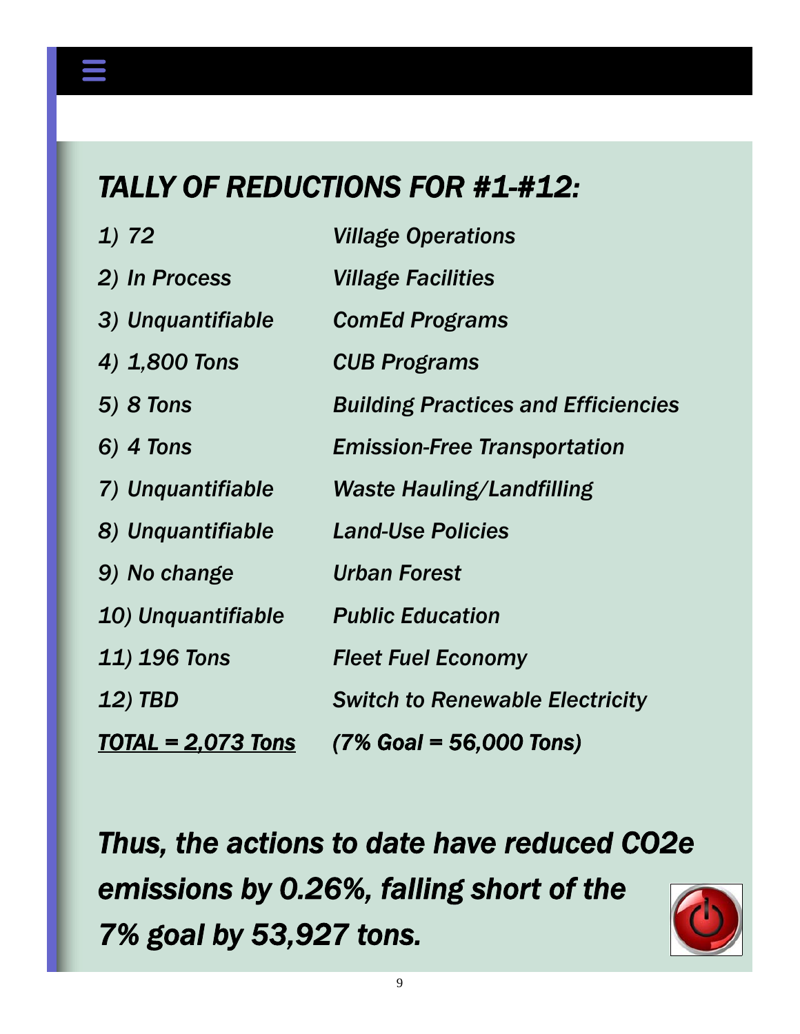## *TALLY OF REDUCTIONS FOR #1-#12:*

| | |
|---|---|
| *1) 72* | *Village Operations* |
| *2) In Process* | *Village Facilities* |
| *3) Unquantifiable* | *ComEd Programs* |
| *4) 1,800 Tons* | *CUB Programs* |
| *5) 8 Tons* | *Building Practices and Efficiencies* |
| *6) 4 Tons* | *Emission-Free Transportation* |
| *7) Unquantifiable* | *Waste Hauling/Landfilling* |
| *8) Unquantifiable* | *Land-Use Policies* |
| *9) No change* | *Urban Forest* |
| *10) Unquantifiable* | *Public Education* |
| *11) 196 Tons* | *Fleet Fuel Economy* |
| *12) TBD* | *Switch to Renewable Electricity* |
| ***TOTAL = 2,073 Tons*** | ***(7% Goal = 56,000 Tons)*** |

***Thus, the actions to date have reduced CO2e emissions by 0.26%, falling short of the 7% goal by 53,927 tons.***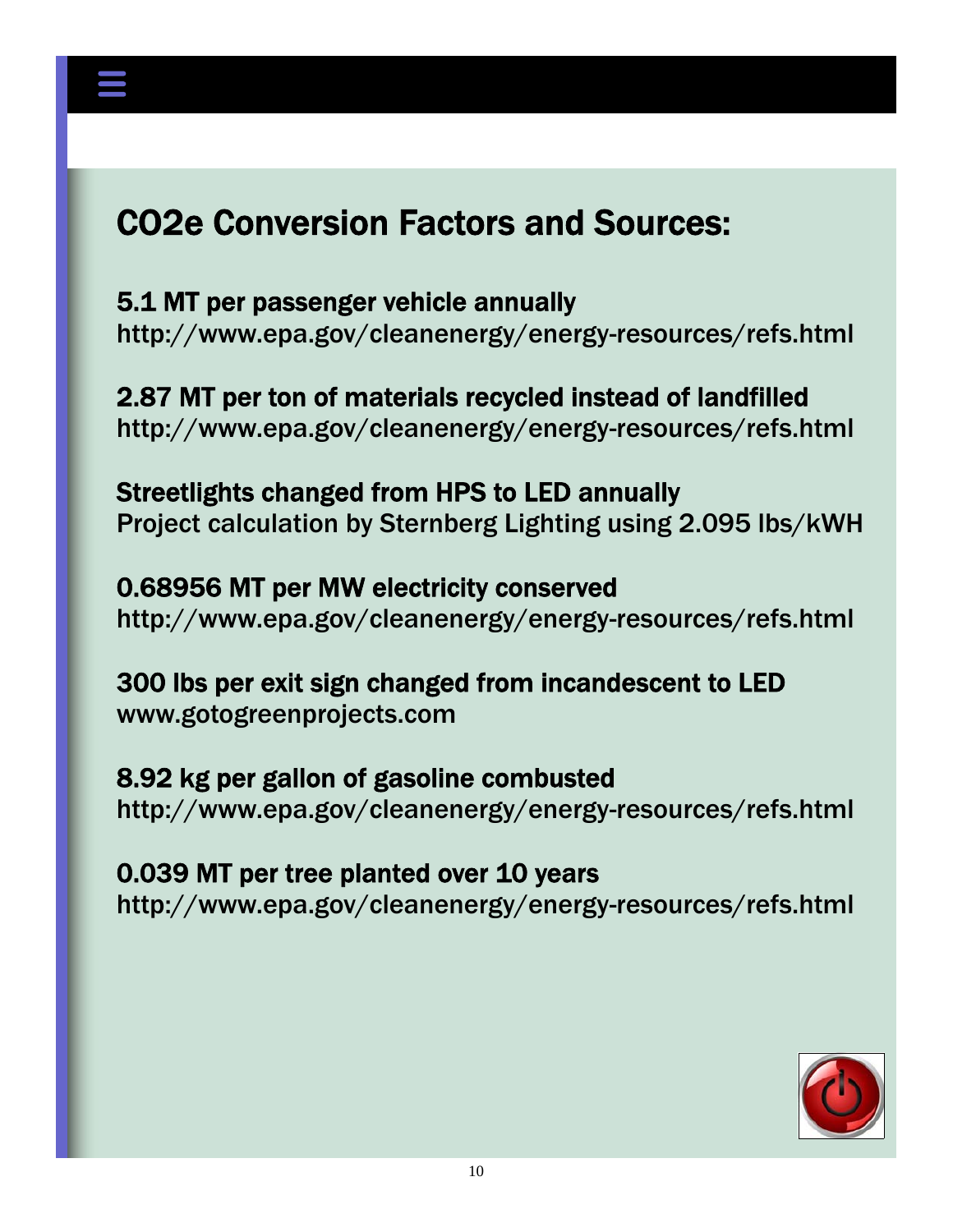# CO2e Conversion Factors and Sources:

**5.1 MT per passenger vehicle annually**
http://www.epa.gov/cleanenergy/energy-resources/refs.html

**2.87 MT per ton of materials recycled instead of landfilled**
http://www.epa.gov/cleanenergy/energy-resources/refs.html

**Streetlights changed from HPS to LED annually**
Project calculation by Sternberg Lighting using 2.095 lbs/kWH

**0.68956 MT per MW electricity conserved**
http://www.epa.gov/cleanenergy/energy-resources/refs.html

**300 lbs per exit sign changed from incandescent to LED**
www.gotogreenprojects.com

**8.92 kg per gallon of gasoline combusted**
http://www.epa.gov/cleanenergy/energy-resources/refs.html

**0.039 MT per tree planted over 10 years**
http://www.epa.gov/cleanenergy/energy-resources/refs.html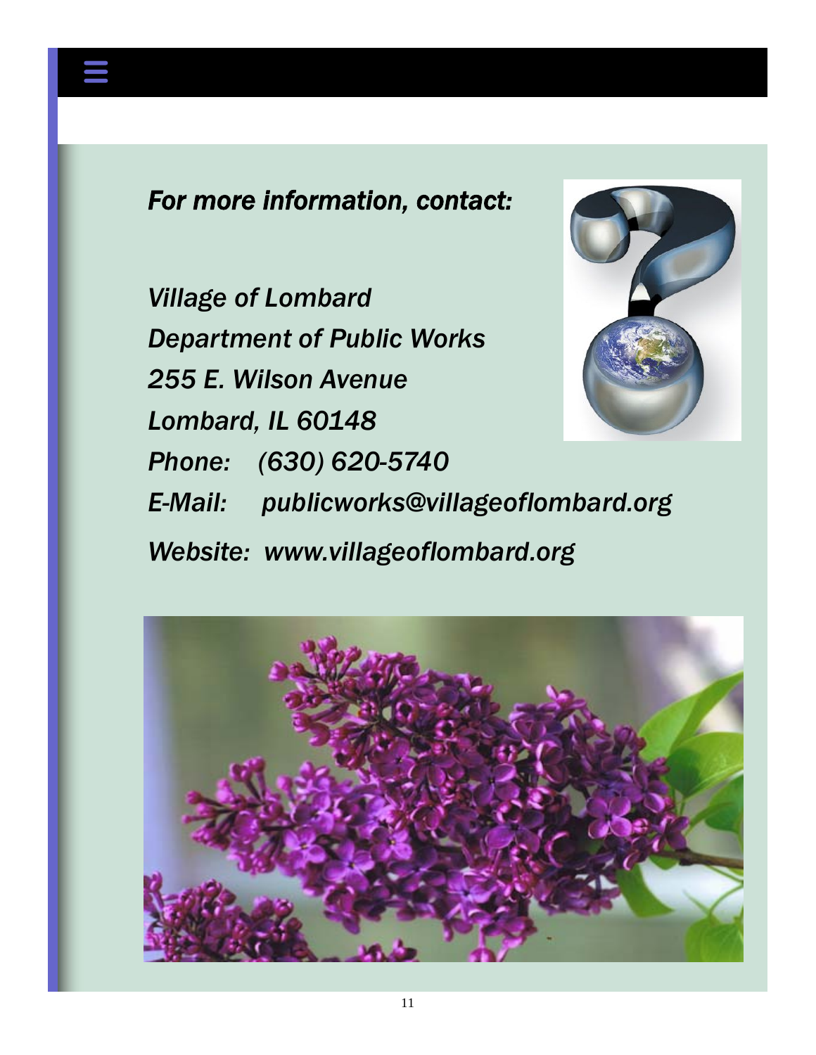*For more information, contact:*

*Village of Lombard*
*Department of Public Works*
*255 E. Wilson Avenue*
*Lombard, IL 60148*
*Phone: (630) 620-5740*
*E-Mail: publicworks@villageoflombard.org*
*Website: www.villageoflombard.org*